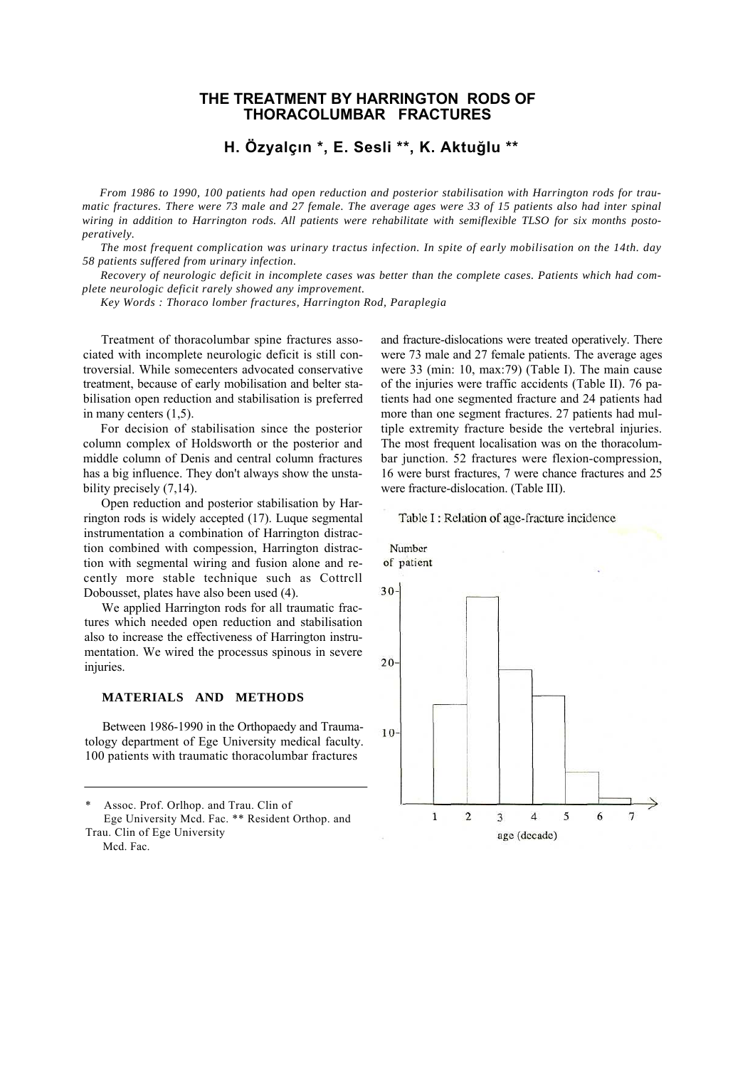# THE TREATMENT BY HARRINGTON RODS OF THORACOLUMBAR FRACTURES

## H. Özyalçın *, E. Sesli **, K. Aktuğlu **

*From 1986 to 1990, 100 patients had open reduction and posterior stabilisation with Harrington rods for traumatic fractures. There were 73 male and 27 female. The average ages were 33 of 15 patients also had inter spinal wiring in addition to Harrington rods. All patients were rehabilitate with semiflexible TLSO for six months postoperatively.*

*The most frequent complication was urinary tractus infection. In spite of early mobilisation on the 14th. day 58 patients suffered from urinary infection.*

*Recovery of neurologic deficit in incomplete cases was better than the complete cases. Patients which had complete neurologic deficit rarely showed any improvement.*

*Key Words : Thoraco lomber fractures, Harrington Rod, Paraplegia*

Treatment of thoracolumbar spine fractures associated with incomplete neurologic deficit is still controversial. While somecenters advocated conservative treatment, because of early mobilisation and belter stabilisation open reduction and stabilisation is preferred in many centers (1,5).

For decision of stabilisation since the posterior column complex of Holdsworth or the posterior and middle column of Denis and central column fractures has a big influence. They don't always show the unstability precisely (7,14).

Open reduction and posterior stabilisation by Harrington rods is widely accepted (17). Luque segmental instrumentation a combination of Harrington distraction combined with compession, Harrington distraction with segmental wiring and fusion alone and recently more stable technique such as Cottrcll Dobousset, plates have also been used (4).

We applied Harrington rods for all traumatic fractures which needed open reduction and stabilisation also to increase the effectiveness of Harrington instrumentation. We wired the processus spinous in severe injuries.

### MATERIALS AND METHODS

Between 1986-1990 in the Orthopaedy and Traumatology department of Ege University medical faculty. 100 patients with traumatic thoracolumbar fractures and fracture-dislocations were treated operatively. There were 73 male and 27 female patients. The average ages were 33 (min: 10, max:79) (Table I). The main cause of the injuries were traffic accidents (Table II). 76 patients had one segmented fracture and 24 patients had more than one segment fractures. 27 patients had multiple extremity fracture beside the vertebral injuries. The most frequent localisation was on the thoracolumbar junction. 52 fractures were flexion-compression, 16 were burst fractures, 7 were chance fractures and 25 were fracture-dislocation. (Table III).

Table I : Relation of age-fracture incidence

| age (decade) | Number of patient |
|---|---|
| 1 | 14 |
| 2 | 29 |
| 3 | 19 |
| 4 | 15 |
| 5 | 5 |
| 6 | 1 |
| 7 | |

---

\* Assoc. Prof. Orlhop. and Trau. Clin of Ege University Mcd. Fac. ** Resident Orthop. and Trau. Clin of Ege University Mcd. Fac.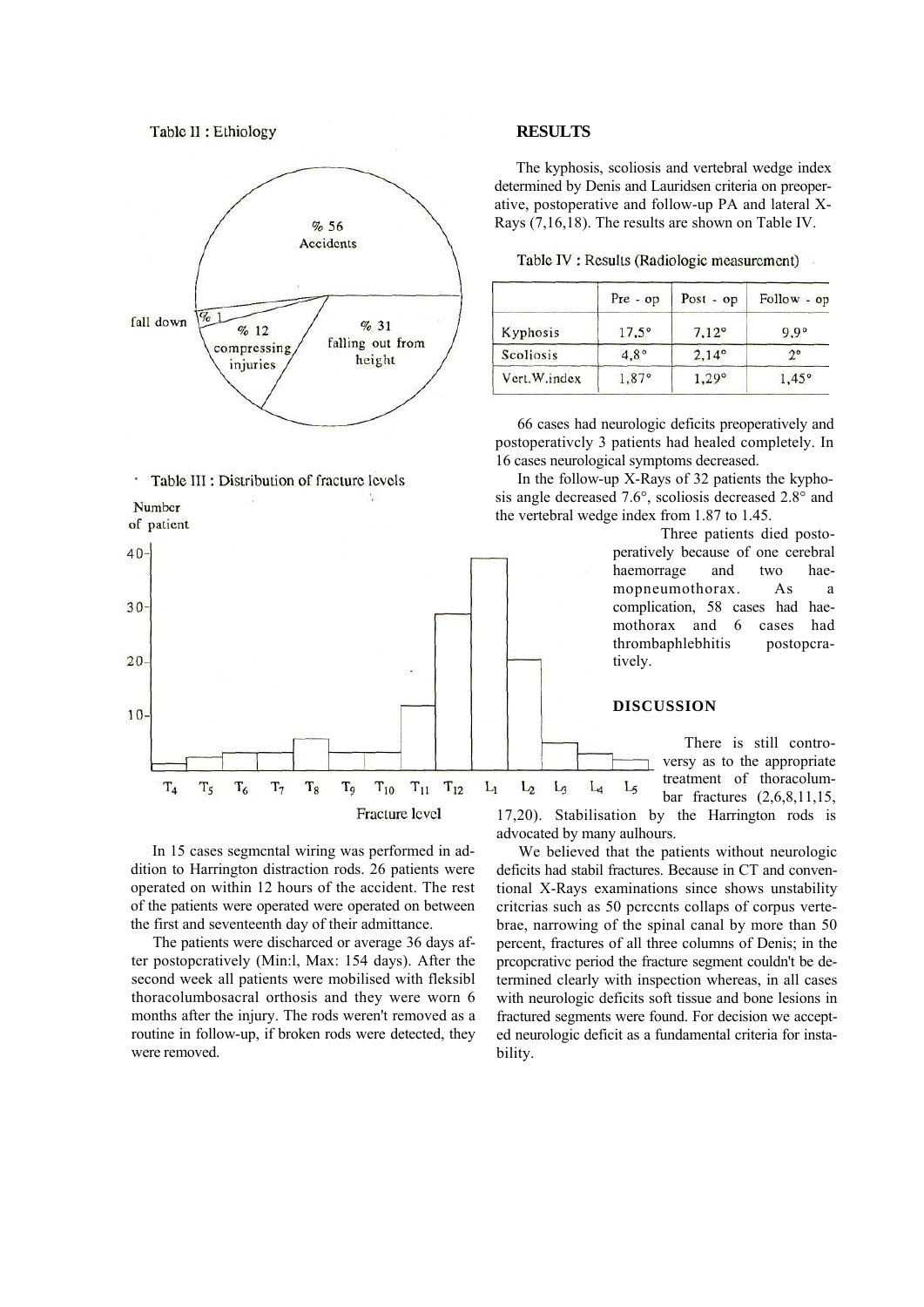Table II : Ethiology

- % 56 Accidents
- % 31 falling out from height
- % 12 compressing injuries
- % 1 fall down

Table III : Distribution of fracture levels

In 15 cases segmental wiring was performed in addition to Harrington distraction rods. 26 patients were operated on within 12 hours of the accident. The rest of the patients were operated were operated on between the first and seventeenth day of their admittance.

The patients were discharced or average 36 days after postopcratively (Min:l, Max: 154 days). After the second week all patients were mobilised with fleksibl thoracolumbosacral orthosis and they were worn 6 months after the injury. The rods weren't removed as a routine in follow-up, if broken rods were detected, they were removed.

**RESULTS**

The kyphosis, scoliosis and vertebral wedge index determined by Denis and Lauridsen criteria on preoperative, postoperative and follow-up PA and lateral X-Rays (7,16,18). The results are shown on Table IV.

Table IV : Results (Radiologic measurement)

| | Pre - op | Post - op | Follow - op |
|---|---|---|---|
| Kyphosis | 17,5° | 7,12° | 9,9° |
| Scoliosis | 4,8° | 2,14° | 2° |
| Vert.W.index | 1,87° | 1,29° | 1,45° |

66 cases had neurologic deficits preoperatively and postoperativcly 3 patients had healed completely. In 16 cases neurological symptoms decreased.

In the follow-up X-Rays of 32 patients the kyphosis angle decreased 7.6°, scoliosis decreased 2.8° and the vertebral wedge index from 1.87 to 1.45.

Three patients died postoperatively because of one cerebral haemorrage and two haemopneumothorax. As a complication, 58 cases had haemothorax and 6 cases had thrombaphlebhitis postopcratively.

**DISCUSSION**

There is still controversy as to the appropriate treatment of thoracolumbar fractures (2,6,8,11,15, 17,20). Stabilisation by the Harrington rods is advocated by many aulhours.

We believed that the patients without neurologic deficits had stabil fractures. Because in CT and conventional X-Rays examinations since shows unstability critcrias such as 50 pcrccnts collaps of corpus vertebrae, narrowing of the spinal canal by more than 50 percent, fractures of all three columns of Denis; in the prcopcrativc period the fracture segment couldn't be determined clearly with inspection whereas, in all cases with neurologic deficits soft tissue and bone lesions in fractured segments were found. For decision we accepted neurologic deficit as a fundamental criteria for instability.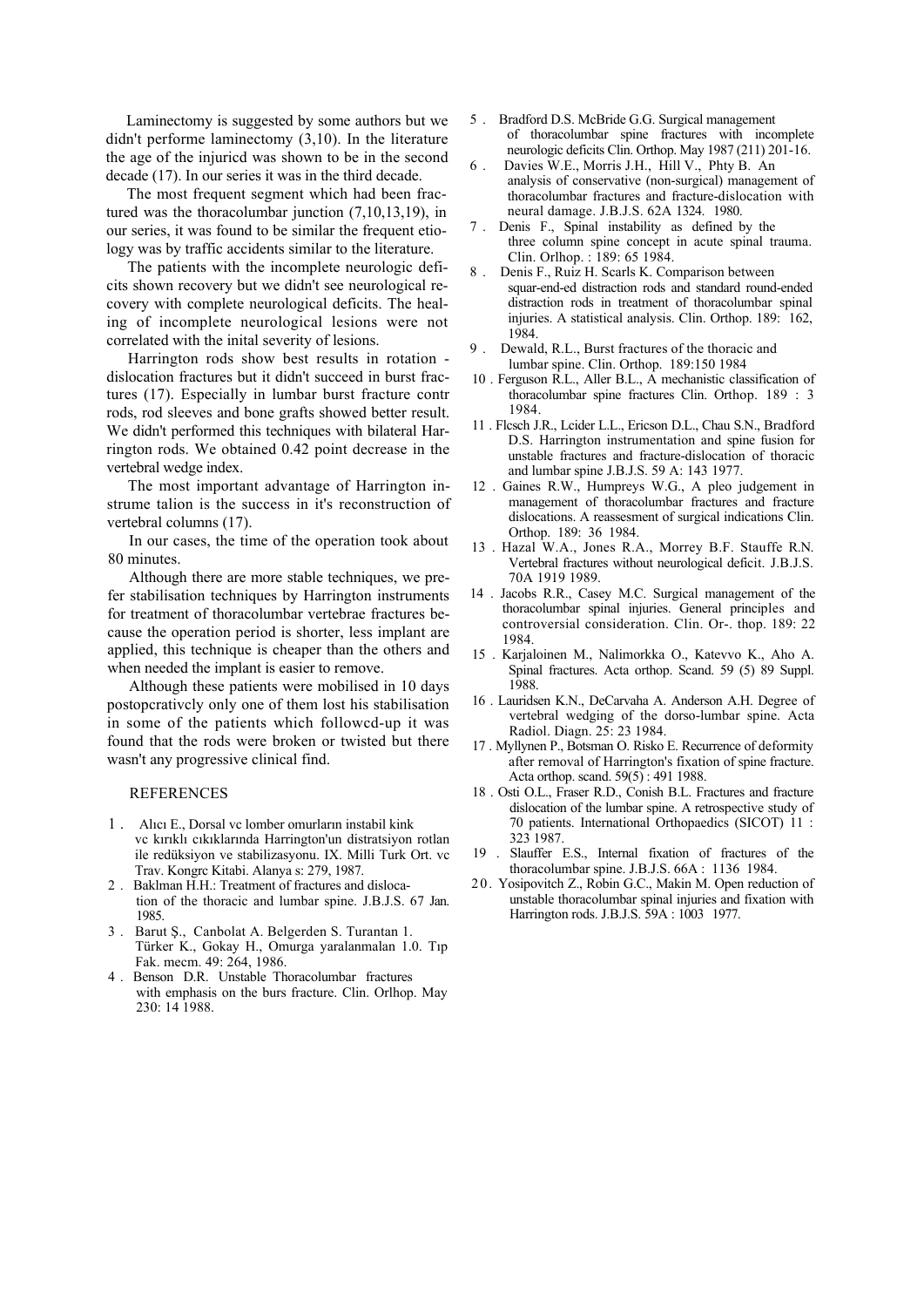Laminectomy is suggested by some authors but we didn't performe laminectomy (3,10). In the literature the age of the injuricd was shown to be in the second decade (17). In our series it was in the third decade.

The most frequent segment which had been fractured was the thoracolumbar junction (7,10,13,19), in our series, it was found to be similar the frequent etiology was by traffic accidents similar to the literature.

The patients with the incomplete neurologic deficits shown recovery but we didn't see neurological recovery with complete neurological deficits. The healing of incomplete neurological lesions were not correlated with the inital severity of lesions.

Harrington rods show best results in rotation - dislocation fractures but it didn't succeed in burst fractures (17). Especially in lumbar burst fracture contr rods, rod sleeves and bone grafts showed better result. We didn't performed this techniques with bilateral Harrington rods. We obtained 0.42 point decrease in the vertebral wedge index.

The most important advantage of Harrington instrume talion is the success in it's reconstruction of vertebral columns (17).

In our cases, the time of the operation took about 80 minutes.

Although there are more stable techniques, we prefer stabilisation techniques by Harrington instruments for treatment of thoracolumbar vertebrae fractures because the operation period is shorter, less implant are applied, this technique is cheaper than the others and when needed the implant is easier to remove.

Although these patients were mobilised in 10 days postopcrativcly only one of them lost his stabilisation in some of the patients which followcd-up it was found that the rods were broken or twisted but there wasn't any progressive clinical find.

## REFERENCES

1. Alıcı E., Dorsal vc lomber omurların instabil kink vc kırıklı cıkıklarında Harrington'un distratsiyon rotlan ile redüksiyon ve stabilizasyonu. IX. Milli Turk Ort. vc Trav. Kongrc Kitabi. Alanya s: 279, 1987.
2. Baklman H.H.: Treatment of fractures and dislocation of the thoracic and lumbar spine. J.B.J.S. 67 Jan. 1985.
3. Barut Ş., Canbolat A. Belgerden S. Turantan 1. Türker K., Gokay H., Omurga yaralanmalan 1.0. Tıp Fak. mecm. 49: 264, 1986.
4. Benson D.R. Unstable Thoracolumbar fractures with emphasis on the burs fracture. Clin. Orlhop. May 230: 14 1988.
5. Bradford D.S. McBride G.G. Surgical management of thoracolumbar spine fractures with incomplete neurologic deficits Clin. Orthop. May 1987 (211) 201-16.
6. Davies W.E., Morris J.H., Hill V., Phty B. An analysis of conservative (non-surgical) management of thoracolumbar fractures and fracture-dislocation with neural damage. J.B.J.S. 62A 1324. 1980.
7. Denis F., Spinal instability as defined by the three column spine concept in acute spinal trauma. Clin. Orlhop. : 189: 65 1984.
8. Denis F., Ruiz H. Scarls K. Comparison between squar-end-ed distraction rods and standard round-ended distraction rods in treatment of thoracolumbar spinal injuries. A statistical analysis. Clin. Orthop. 189: 162, 1984.
9. Dewald, R.L., Burst fractures of the thoracic and lumbar spine. Clin. Orthop. 189:150 1984
10. Ferguson R.L., Aller B.L., A mechanistic classification of thoracolumbar spine fractures Clin. Orthop. 189 : 3 1984.
11. Flcsch J.R., Lcider L.L., Ericson D.L., Chau S.N., Bradford D.S. Harrington instrumentation and spine fusion for unstable fractures and fracture-dislocation of thoracic and lumbar spine J.B.J.S. 59 A: 143 1977.
12. Gaines R.W., Humpreys W.G., A pleo judgement in management of thoracolumbar fractures and fracture dislocations. A reassesment of surgical indications Clin. Orthop. 189: 36 1984.
13. Hazal W.A., Jones R.A., Morrey B.F. Stauffe R.N. Vertebral fractures without neurological deficit. J.B.J.S. 70A 1919 1989.
14. Jacobs R.R., Casey M.C. Surgical management of the thoracolumbar spinal injuries. General principles and controversial consideration. Clin. Or-. thop. 189: 22 1984.
15. Karjaloinen M., Nalimorkka O., Katevvo K., Aho A. Spinal fractures. Acta orthop. Scand. 59 (5) 89 Suppl. 1988.
16. Lauridsen K.N., DeCarvaha A. Anderson A.H. Degree of vertebral wedging of the dorso-lumbar spine. Acta Radiol. Diagn. 25: 23 1984.
17. Myllynen P., Botsman O. Risko E. Recurrence of deformity after removal of Harrington's fixation of spine fracture. Acta orthop. scand. 59(5) : 491 1988.
18. Osti O.L., Fraser R.D., Conish B.L. Fractures and fracture dislocation of the lumbar spine. A retrospective study of 70 patients. International Orthopaedics (SICOT) 11 : 323 1987.
19. Slauffer E.S., Internal fixation of fractures of the thoracolumbar spine. J.B.J.S. 66A : 1136 1984.
20. Yosipovitch Z., Robin G.C., Makin M. Open reduction of unstable thoracolumbar spinal injuries and fixation with Harrington rods. J.B.J.S. 59A : 1003 1977.